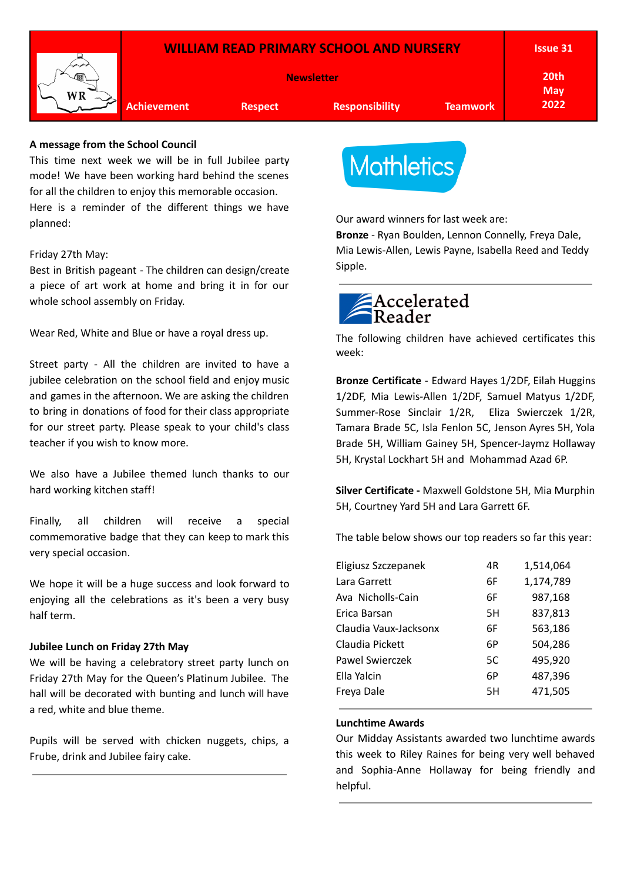# WILLIAM READ PRIMARY SCHOOL AND NURSERY

**Newsletter**

**Issue 31** | **20th May 2022**

**Achievement** | **Respect** | **Responsibility** | **Teamwork**

**A message from the School Council**

This time next week we will be in full Jubilee party mode! We have been working hard behind the scenes for all the children to enjoy this memorable occasion.
Here is a reminder of the different things we have planned:

Friday 27th May:
Best in British pageant - The children can design/create a piece of art work at home and bring it in for our whole school assembly on Friday.

Wear Red, White and Blue or have a royal dress up.

Street party - All the children are invited to have a jubilee celebration on the school field and enjoy music and games in the afternoon. We are asking the children to bring in donations of food for their class appropriate for our street party. Please speak to your child's class teacher if you wish to know more.

We also have a Jubilee themed lunch thanks to our hard working kitchen staff!

Finally, all children will receive a special commemorative badge that they can keep to mark this very special occasion.

We hope it will be a huge success and look forward to enjoying all the celebrations as it's been a very busy half term.

**Jubilee Lunch on Friday 27th May**

We will be having a celebratory street party lunch on Friday 27th May for the Queen's Platinum Jubilee. The hall will be decorated with bunting and lunch will have a red, white and blue theme.

Pupils will be served with chicken nuggets, chips, a Frube, drink and Jubilee fairy cake.

---

**Mathletics**

Our award winners for last week are:
**Bronze** - Ryan Boulden, Lennon Connelly, Freya Dale, Mia Lewis-Allen, Lewis Payne, Isabella Reed and Teddy Sipple.

---

**Accelerated Reader**

The following children have achieved certificates this week:

**Bronze Certificate** - Edward Hayes 1/2DF, Eilah Huggins 1/2DF, Mia Lewis-Allen 1/2DF, Samuel Matyus 1/2DF, Summer-Rose Sinclair 1/2R, Eliza Swierczek 1/2R, Tamara Brade 5C, Isla Fenlon 5C, Jenson Ayres 5H, Yola Brade 5H, William Gainey 5H, Spencer-Jaymz Hollaway 5H, Krystal Lockhart 5H and Mohammad Azad 6P.

**Silver Certificate -** Maxwell Goldstone 5H, Mia Murphin 5H, Courtney Yard 5H and Lara Garrett 6F.

The table below shows our top readers so far this year:

| Name | Class | Words |
|---|---|---|
| Eligiusz Szczepanek | 4R | 1,514,064 |
| Lara Garrett | 6F | 1,174,789 |
| Ava Nicholls-Cain | 6F | 987,168 |
| Erica Barsan | 5H | 837,813 |
| Claudia Vaux-Jacksonx | 6F | 563,186 |
| Claudia Pickett | 6P | 504,286 |
| Pawel Swierczek | 5C | 495,920 |
| Ella Yalcin | 6P | 487,396 |
| Freya Dale | 5H | 471,505 |

---

**Lunchtime Awards**

Our Midday Assistants awarded two lunchtime awards this week to Riley Raines for being very well behaved and Sophia-Anne Hollaway for being friendly and helpful.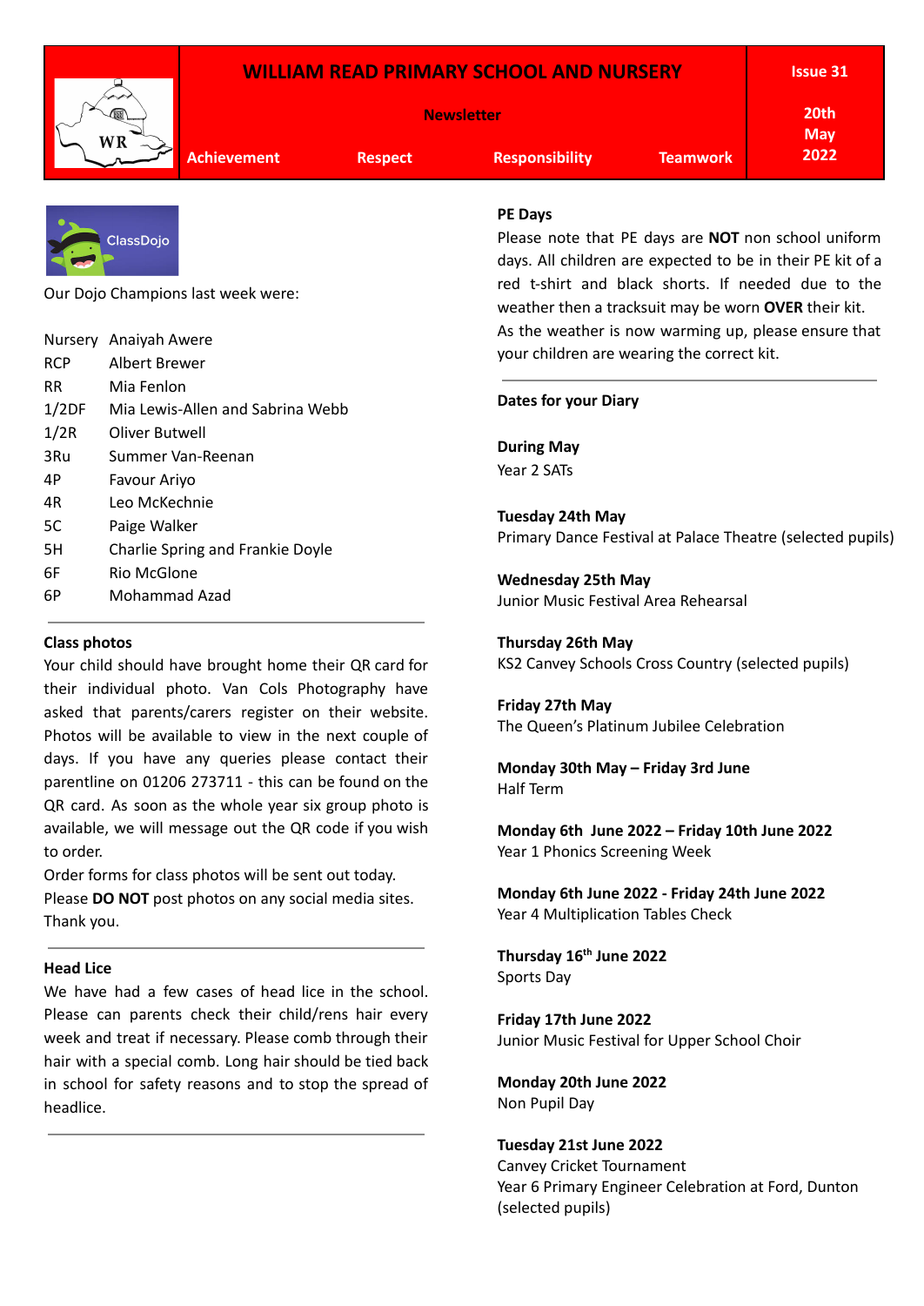| | WILLIAM READ PRIMARY SCHOOL AND NURSERY | | | | Issue 31 |
|---|---|---|---|---|---|
| | Newsletter | | | | 20th May 2022 |
| | Achievement | Respect | Responsibility | Teamwork | |

ClassDojo

Our Dojo Champions last week were:

| | |
|---|---|
| Nursery | Anaiyah Awere |
| RCP | Albert Brewer |
| RR | Mia Fenlon |
| 1/2DF | Mia Lewis-Allen and Sabrina Webb |
| 1/2R | Oliver Butwell |
| 3Ru | Summer Van-Reenan |
| 4P | Favour Ariyo |
| 4R | Leo McKechnie |
| 5C | Paige Walker |
| 5H | Charlie Spring and Frankie Doyle |
| 6F | Rio McGlone |
| 6P | Mohammad Azad |

**Class photos**

Your child should have brought home their QR card for their individual photo. Van Cols Photography have asked that parents/carers register on their website. Photos will be available to view in the next couple of days. If you have any queries please contact their parentline on 01206 273711 - this can be found on the QR card. As soon as the whole year six group photo is available, we will message out the QR code if you wish to order.

Order forms for class photos will be sent out today.

Please **DO NOT** post photos on any social media sites. Thank you.

**Head Lice**

We have had a few cases of head lice in the school. Please can parents check their child/rens hair every week and treat if necessary. Please comb through their hair with a special comb. Long hair should be tied back in school for safety reasons and to stop the spread of headlice.

**PE Days**

Please note that PE days are **NOT** non school uniform days. All children are expected to be in their PE kit of a red t-shirt and black shorts. If needed due to the weather then a tracksuit may be worn **OVER** their kit. As the weather is now warming up, please ensure that your children are wearing the correct kit.

**Dates for your Diary**

**During May**
Year 2 SATs

**Tuesday 24th May**
Primary Dance Festival at Palace Theatre (selected pupils)

**Wednesday 25th May**
Junior Music Festival Area Rehearsal

**Thursday 26th May**
KS2 Canvey Schools Cross Country (selected pupils)

**Friday 27th May**
The Queen's Platinum Jubilee Celebration

**Monday 30th May – Friday 3rd June**
Half Term

**Monday 6th June 2022 – Friday 10th June 2022**
Year 1 Phonics Screening Week

**Monday 6th June 2022 - Friday 24th June 2022**
Year 4 Multiplication Tables Check

**Thursday 16th June 2022**
Sports Day

**Friday 17th June 2022**
Junior Music Festival for Upper School Choir

**Monday 20th June 2022**
Non Pupil Day

**Tuesday 21st June 2022**
Canvey Cricket Tournament
Year 6 Primary Engineer Celebration at Ford, Dunton (selected pupils)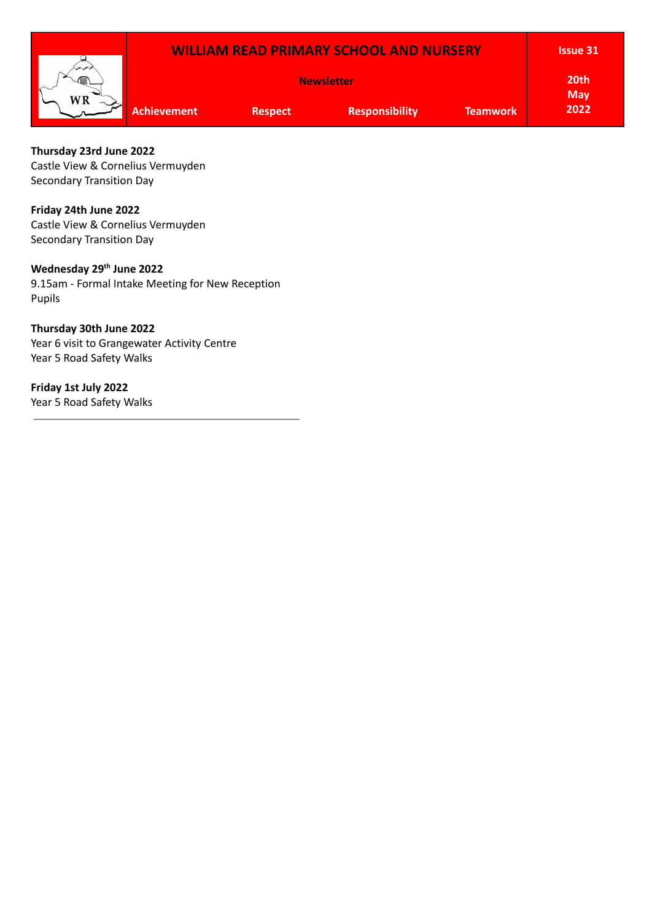| | WILLIAM READ PRIMARY SCHOOL AND NURSERY | | | | Issue 31 |
|---|---|---|---|---|---|
| | Newsletter | | | | 20th May 2022 |
| | Achievement | Respect | Responsibility | Teamwork | |

**Thursday 23rd June 2022**
Castle View & Cornelius Vermuyden
Secondary Transition Day

**Friday 24th June 2022**
Castle View & Cornelius Vermuyden
Secondary Transition Day

**Wednesday 29th June 2022**
9.15am - Formal Intake Meeting for New Reception Pupils

**Thursday 30th June 2022**
Year 6 visit to Grangewater Activity Centre
Year 5 Road Safety Walks

**Friday 1st July 2022**
Year 5 Road Safety Walks

---